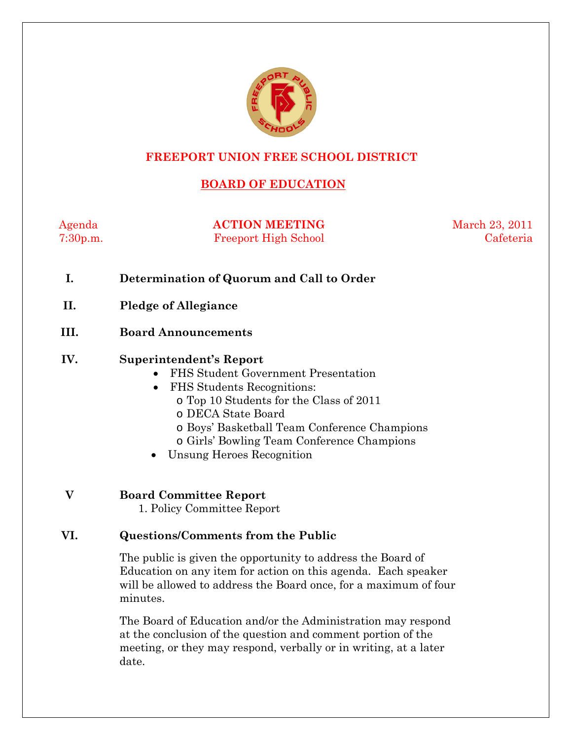# FREEPORT UNION FREE SCHOOL DISTRICT

## BOARD OF EDUCATION

Agenda 7:30p.m. | **ACTION MEETING** Freeport High School | March 23, 2011 Cafeteria

**I. Determination of Quorum and Call to Order**

**II. Pledge of Allegiance**

**III. Board Announcements**

**IV. Superintendent's Report**

- FHS Student Government Presentation
- FHS Students Recognitions:
  - Top 10 Students for the Class of 2011
  - DECA State Board
  - Boys' Basketball Team Conference Champions
  - Girls' Bowling Team Conference Champions
- Unsung Heroes Recognition

**V Board Committee Report**

1. Policy Committee Report

**VI. Questions/Comments from the Public**

The public is given the opportunity to address the Board of Education on any item for action on this agenda. Each speaker will be allowed to address the Board once, for a maximum of four minutes.

The Board of Education and/or the Administration may respond at the conclusion of the question and comment portion of the meeting, or they may respond, verbally or in writing, at a later date.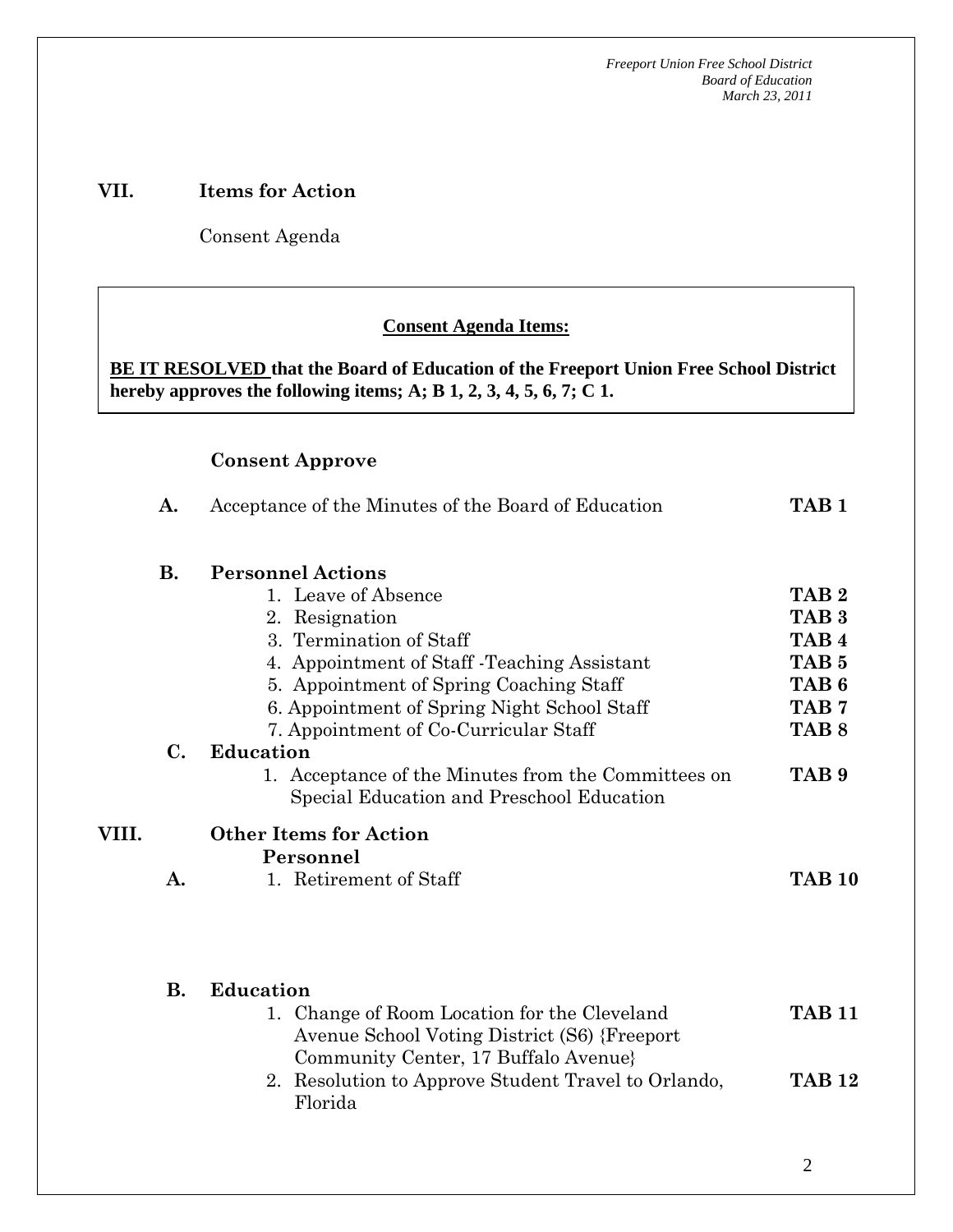## VII. Items for Action

Consent Agenda

**Consent Agenda Items:**

**BE IT RESOLVED that the Board of Education of the Freeport Union Free School District hereby approves the following items; A; B 1, 2, 3, 4, 5, 6, 7; C 1.**

### Consent Approve

**A.** Acceptance of the Minutes of the Board of Education — **TAB 1**

**B. Personnel Actions**

1. Leave of Absence — **TAB 2**
2. Resignation — **TAB 3**
3. Termination of Staff — **TAB 4**
4. Appointment of Staff -Teaching Assistant — **TAB 5**
5. Appointment of Spring Coaching Staff — **TAB 6**
6. Appointment of Spring Night School Staff — **TAB 7**
7. Appointment of Co-Curricular Staff — **TAB 8**

**C. Education**

1. Acceptance of the Minutes from the Committees on Special Education and Preschool Education — **TAB 9**

## VIII. Other Items for Action

**A. Personnel**

1. Retirement of Staff — **TAB 10**

**B. Education**

1. Change of Room Location for the Cleveland Avenue School Voting District (S6) {Freeport Community Center, 17 Buffalo Avenue} — **TAB 11**
2. Resolution to Approve Student Travel to Orlando, Florida — **TAB 12**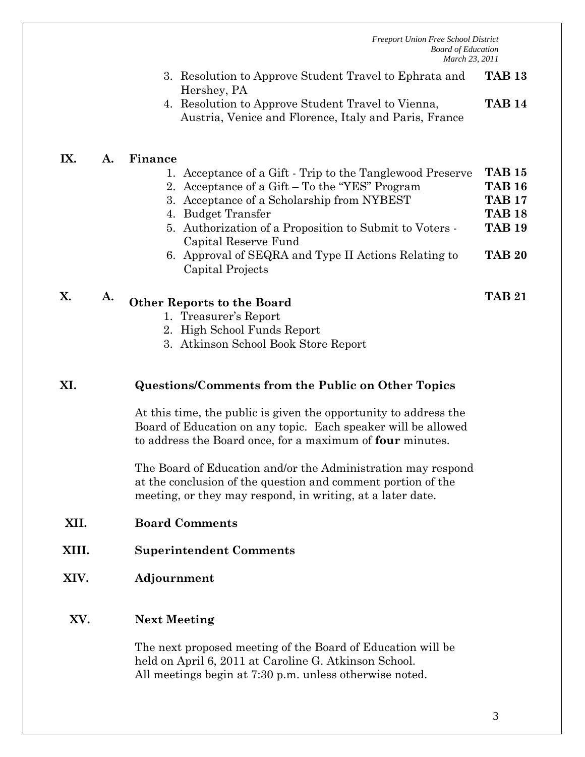3. Resolution to Approve Student Travel to Ephrata and Hershey, PA — **TAB 13**
4. Resolution to Approve Student Travel to Vienna, Austria, Venice and Florence, Italy and Paris, France — **TAB 14**

## IX. A. Finance

1. Acceptance of a Gift - Trip to the Tanglewood Preserve — **TAB 15**
2. Acceptance of a Gift – To the "YES" Program — **TAB 16**
3. Acceptance of a Scholarship from NYBEST — **TAB 17**
4. Budget Transfer — **TAB 18**
5. Authorization of a Proposition to Submit to Voters - Capital Reserve Fund — **TAB 19**
6. Approval of SEQRA and Type II Actions Relating to Capital Projects — **TAB 20**

## X. A. Other Reports to the Board — TAB 21

1. Treasurer's Report
2. High School Funds Report
3. Atkinson School Book Store Report

## XI. Questions/Comments from the Public on Other Topics

At this time, the public is given the opportunity to address the Board of Education on any topic. Each speaker will be allowed to address the Board once, for a maximum of **four** minutes.

The Board of Education and/or the Administration may respond at the conclusion of the question and comment portion of the meeting, or they may respond, in writing, at a later date.

## XII. Board Comments

## XIII. Superintendent Comments

## XIV. Adjournment

## XV. Next Meeting

The next proposed meeting of the Board of Education will be held on April 6, 2011 at Caroline G. Atkinson School. All meetings begin at 7:30 p.m. unless otherwise noted.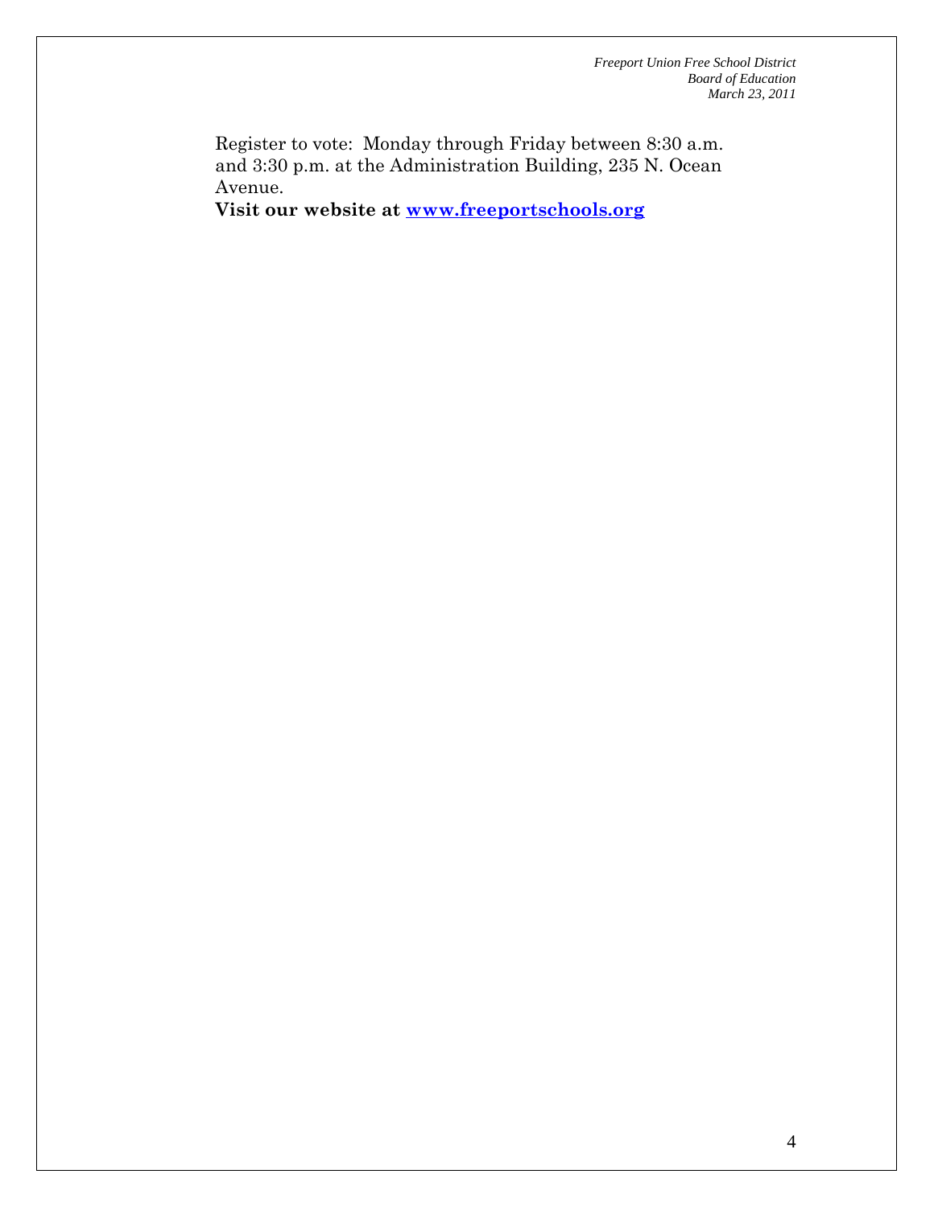Register to vote: Monday through Friday between 8:30 a.m. and 3:30 p.m. at the Administration Building, 235 N. Ocean Avenue.

**Visit our website at [www.freeportschools.org](http://www.freeportschools.org)**